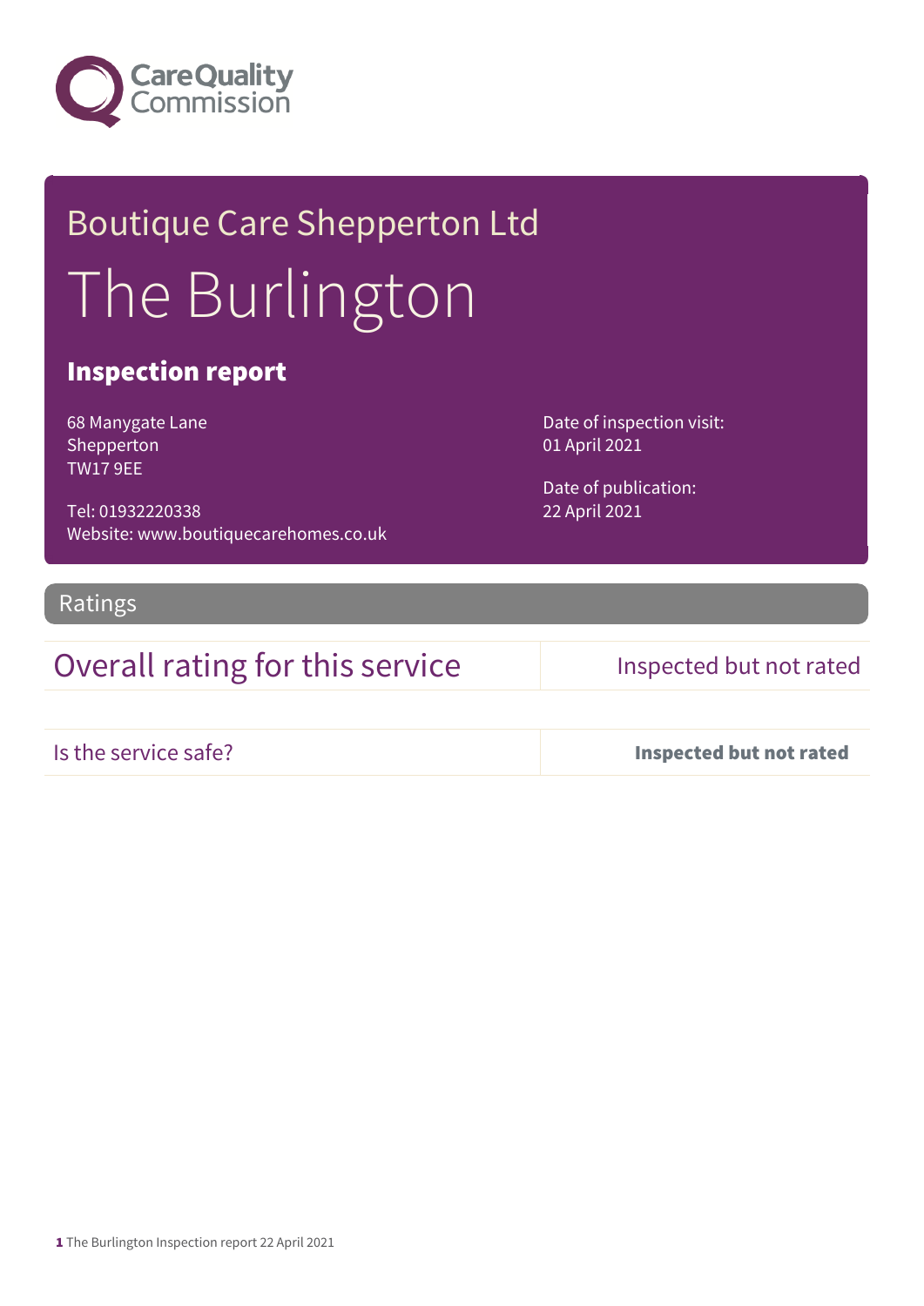Care Quality Commission

# Boutique Care Shepperton Ltd

# The Burlington

## Inspection report

68 Manygate Lane
Shepperton
TW17 9EE

Tel: 01932220338
Website: www.boutiquecarehomes.co.uk

Date of inspection visit:
01 April 2021

Date of publication:
22 April 2021

## Ratings

| Overall rating for this service | Inspected but not rated |
| --- | --- |
| Is the service safe? | **Inspected but not rated** |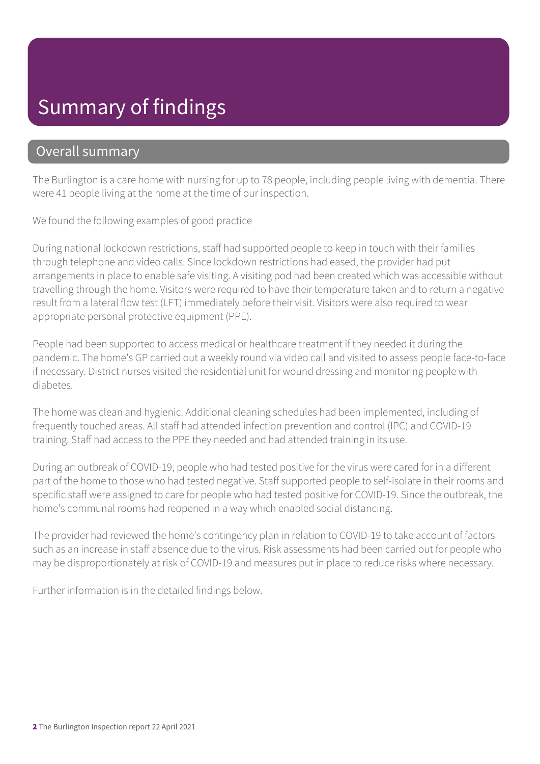# Summary of findings

## Overall summary

The Burlington is a care home with nursing for up to 78 people, including people living with dementia. There were 41 people living at the home at the time of our inspection.

We found the following examples of good practice

During national lockdown restrictions, staff had supported people to keep in touch with their families through telephone and video calls. Since lockdown restrictions had eased, the provider had put arrangements in place to enable safe visiting. A visiting pod had been created which was accessible without travelling through the home. Visitors were required to have their temperature taken and to return a negative result from a lateral flow test (LFT) immediately before their visit. Visitors were also required to wear appropriate personal protective equipment (PPE).

People had been supported to access medical or healthcare treatment if they needed it during the pandemic. The home's GP carried out a weekly round via video call and visited to assess people face-to-face if necessary. District nurses visited the residential unit for wound dressing and monitoring people with diabetes.

The home was clean and hygienic. Additional cleaning schedules had been implemented, including of frequently touched areas. All staff had attended infection prevention and control (IPC) and COVID-19 training. Staff had access to the PPE they needed and had attended training in its use.

During an outbreak of COVID-19, people who had tested positive for the virus were cared for in a different part of the home to those who had tested negative. Staff supported people to self-isolate in their rooms and specific staff were assigned to care for people who had tested positive for COVID-19. Since the outbreak, the home's communal rooms had reopened in a way which enabled social distancing.

The provider had reviewed the home's contingency plan in relation to COVID-19 to take account of factors such as an increase in staff absence due to the virus. Risk assessments had been carried out for people who may be disproportionately at risk of COVID-19 and measures put in place to reduce risks where necessary.

Further information is in the detailed findings below.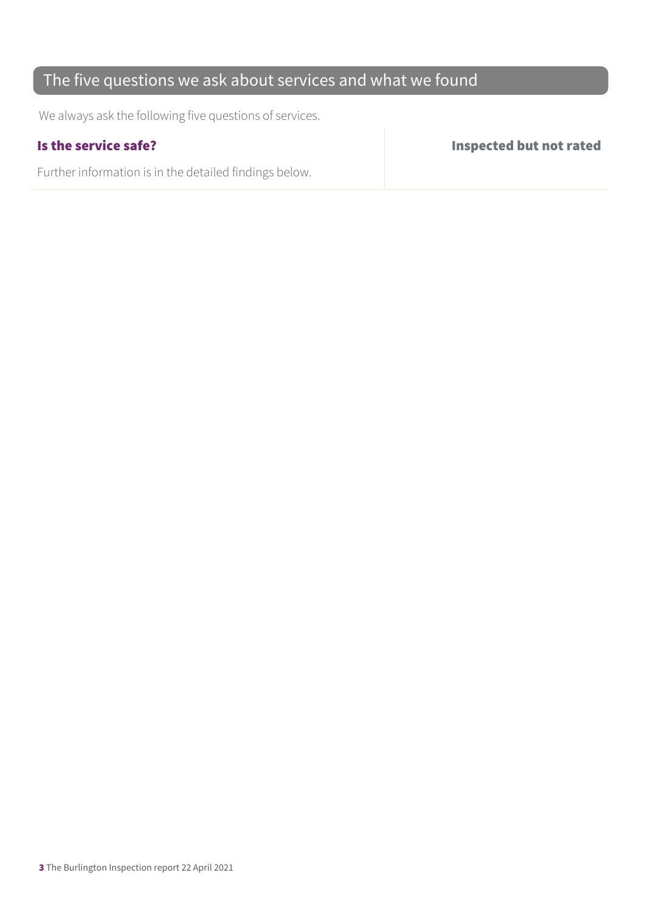## The five questions we ask about services and what we found

We always ask the following five questions of services.

| **Is the service safe?** | **Inspected but not rated** |
| --- | --- |
| Further information is in the detailed findings below. | |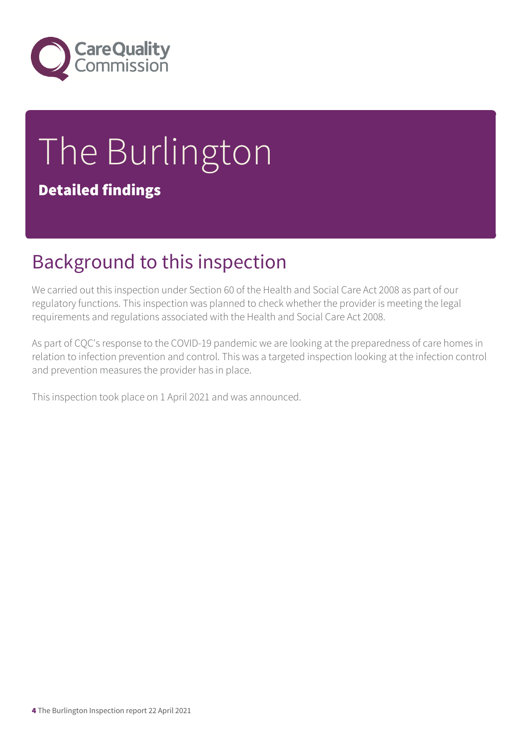# The Burlington

**Detailed findings**

## Background to this inspection

We carried out this inspection under Section 60 of the Health and Social Care Act 2008 as part of our regulatory functions. This inspection was planned to check whether the provider is meeting the legal requirements and regulations associated with the Health and Social Care Act 2008.

As part of CQC's response to the COVID-19 pandemic we are looking at the preparedness of care homes in relation to infection prevention and control. This was a targeted inspection looking at the infection control and prevention measures the provider has in place.

This inspection took place on 1 April 2021 and was announced.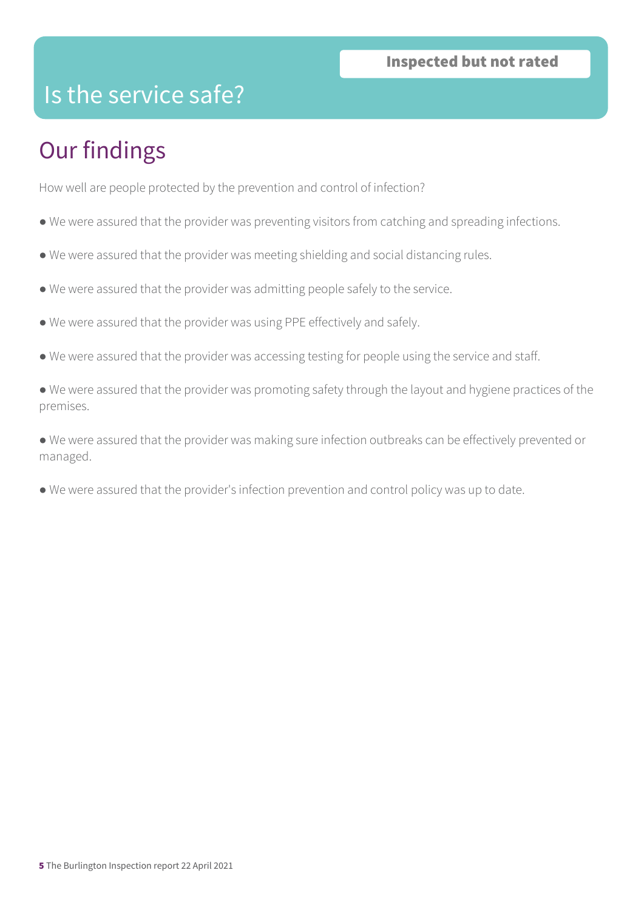# Is the service safe?

**Inspected but not rated**

## Our findings

How well are people protected by the prevention and control of infection?

- We were assured that the provider was preventing visitors from catching and spreading infections.
- We were assured that the provider was meeting shielding and social distancing rules.
- We were assured that the provider was admitting people safely to the service.
- We were assured that the provider was using PPE effectively and safely.
- We were assured that the provider was accessing testing for people using the service and staff.
- We were assured that the provider was promoting safety through the layout and hygiene practices of the premises.
- We were assured that the provider was making sure infection outbreaks can be effectively prevented or managed.
- We were assured that the provider's infection prevention and control policy was up to date.